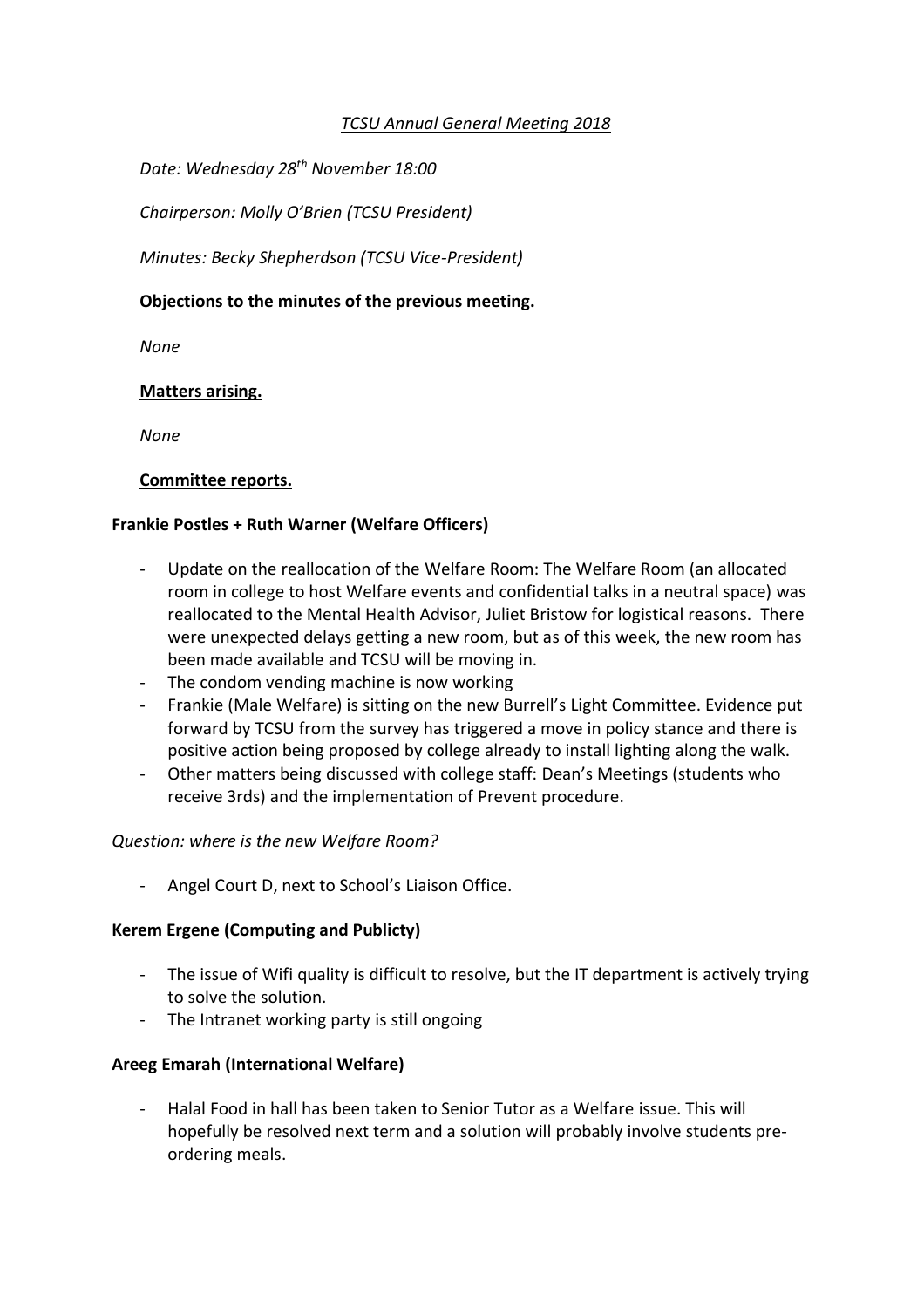*TCSU Annual General Meeting 2018*

*Date: Wednesday 28th November 18:00*

*Chairperson: Molly O'Brien (TCSU President)*

*Minutes: Becky Shepherdson (TCSU Vice-President)*

**Objections to the minutes of the previous meeting.**

*None*

**Matters arising.**

*None*

**Committee reports.**

**Frankie Postles + Ruth Warner (Welfare Officers)**

- Update on the reallocation of the Welfare Room: The Welfare Room (an allocated room in college to host Welfare events and confidential talks in a neutral space) was reallocated to the Mental Health Advisor, Juliet Bristow for logistical reasons. There were unexpected delays getting a new room, but as of this week, the new room has been made available and TCSU will be moving in.
- The condom vending machine is now working
- Frankie (Male Welfare) is sitting on the new Burrell's Light Committee. Evidence put forward by TCSU from the survey has triggered a move in policy stance and there is positive action being proposed by college already to install lighting along the walk.
- Other matters being discussed with college staff: Dean's Meetings (students who receive 3rds) and the implementation of Prevent procedure.

*Question: where is the new Welfare Room?*

- Angel Court D, next to School's Liaison Office.

**Kerem Ergene (Computing and Publicty)**

- The issue of Wifi quality is difficult to resolve, but the IT department is actively trying to solve the solution.
- The Intranet working party is still ongoing

**Areeg Emarah (International Welfare)**

- Halal Food in hall has been taken to Senior Tutor as a Welfare issue. This will hopefully be resolved next term and a solution will probably involve students pre-ordering meals.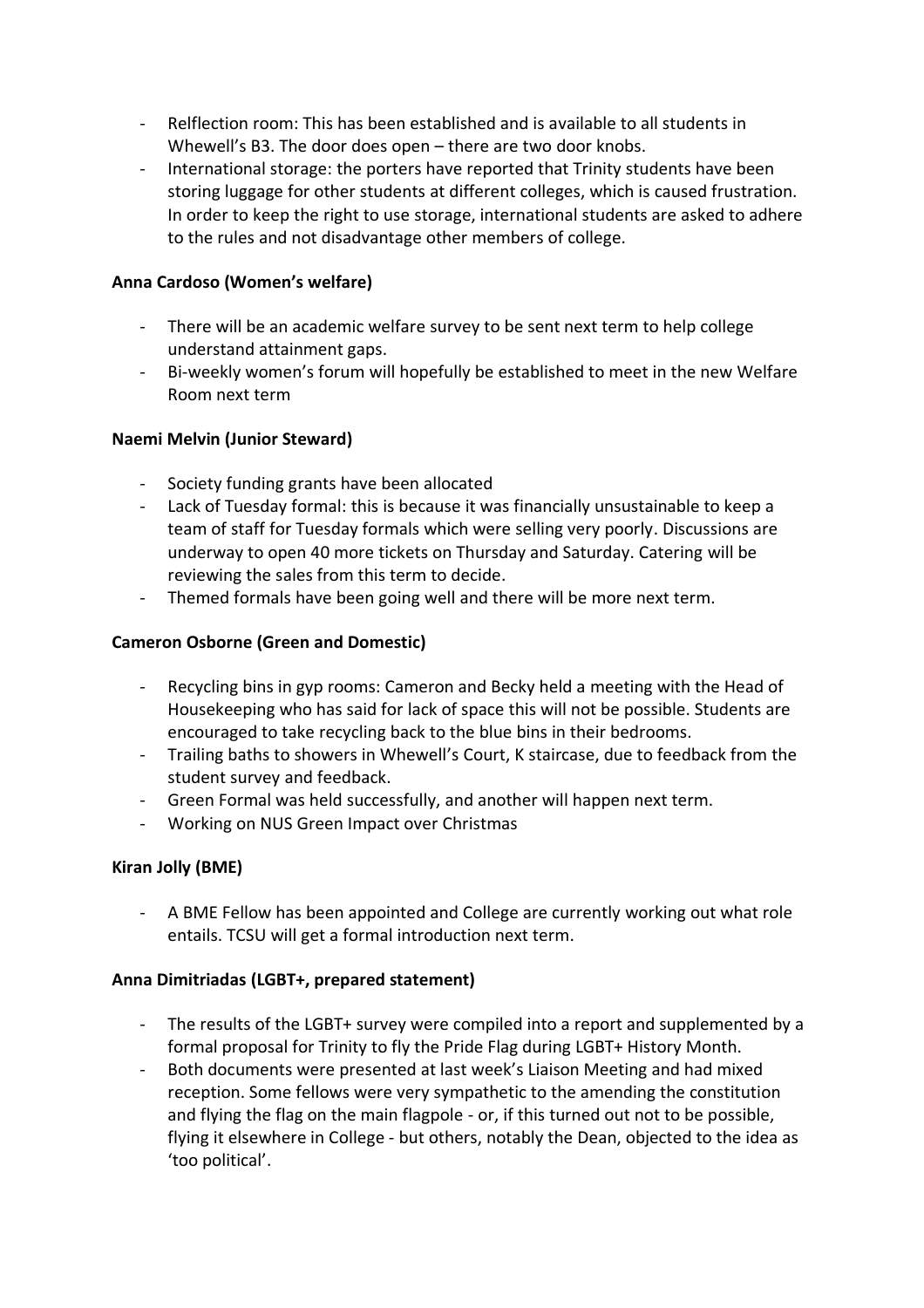- Relflection room: This has been established and is available to all students in Whewell's B3. The door does open – there are two door knobs.
- International storage: the porters have reported that Trinity students have been storing luggage for other students at different colleges, which is caused frustration. In order to keep the right to use storage, international students are asked to adhere to the rules and not disadvantage other members of college.

**Anna Cardoso (Women's welfare)**

- There will be an academic welfare survey to be sent next term to help college understand attainment gaps.
- Bi-weekly women's forum will hopefully be established to meet in the new Welfare Room next term

**Naemi Melvin (Junior Steward)**

- Society funding grants have been allocated
- Lack of Tuesday formal: this is because it was financially unsustainable to keep a team of staff for Tuesday formals which were selling very poorly. Discussions are underway to open 40 more tickets on Thursday and Saturday. Catering will be reviewing the sales from this term to decide.
- Themed formals have been going well and there will be more next term.

**Cameron Osborne (Green and Domestic)**

- Recycling bins in gyp rooms: Cameron and Becky held a meeting with the Head of Housekeeping who has said for lack of space this will not be possible. Students are encouraged to take recycling back to the blue bins in their bedrooms.
- Trailing baths to showers in Whewell's Court, K staircase, due to feedback from the student survey and feedback.
- Green Formal was held successfully, and another will happen next term.
- Working on NUS Green Impact over Christmas

**Kiran Jolly (BME)**

- A BME Fellow has been appointed and College are currently working out what role entails. TCSU will get a formal introduction next term.

**Anna Dimitriadas (LGBT+, prepared statement)**

- The results of the LGBT+ survey were compiled into a report and supplemented by a formal proposal for Trinity to fly the Pride Flag during LGBT+ History Month.
- Both documents were presented at last week's Liaison Meeting and had mixed reception. Some fellows were very sympathetic to the amending the constitution and flying the flag on the main flagpole - or, if this turned out not to be possible, flying it elsewhere in College - but others, notably the Dean, objected to the idea as 'too political'.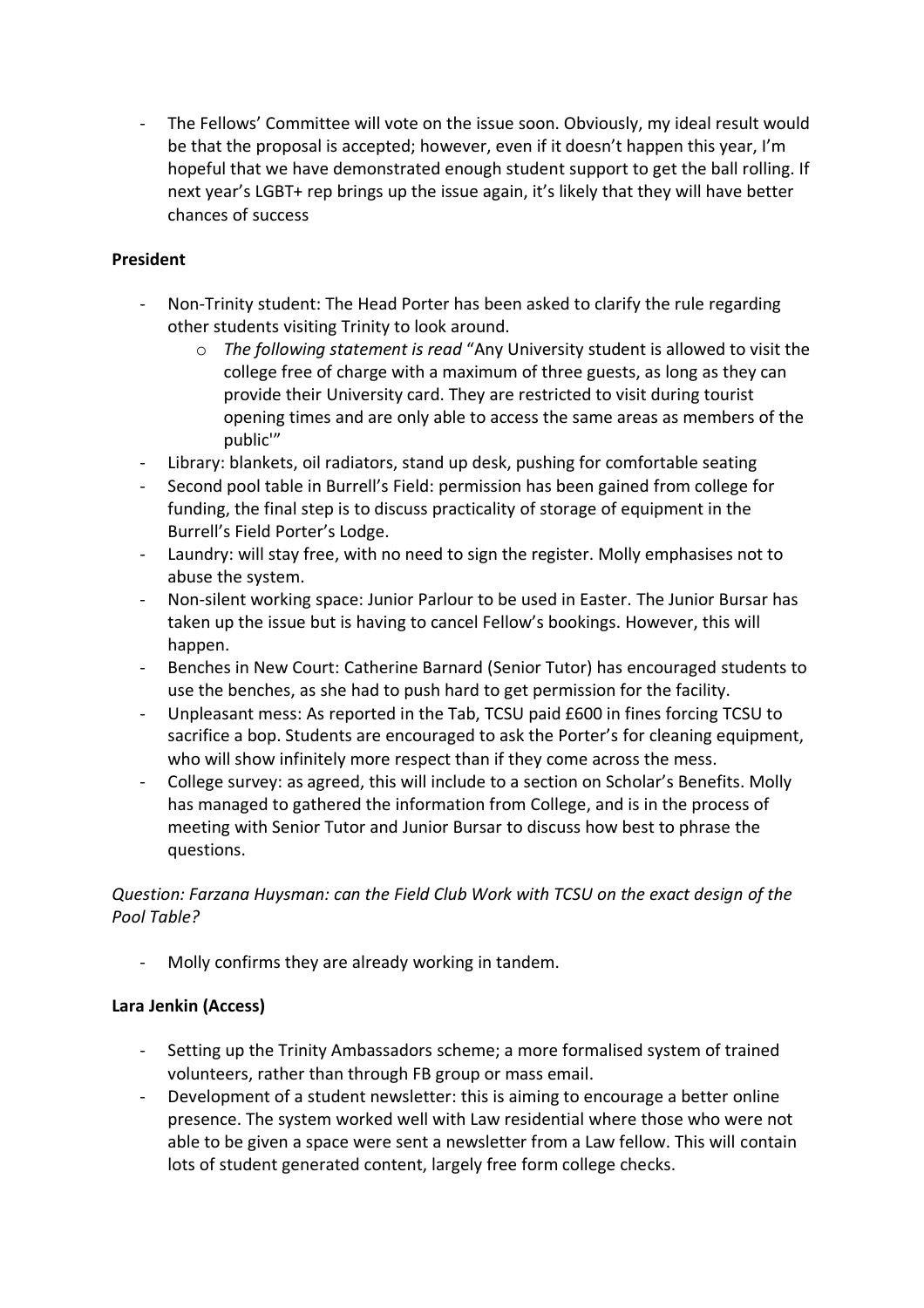- The Fellows' Committee will vote on the issue soon. Obviously, my ideal result would be that the proposal is accepted; however, even if it doesn't happen this year, I'm hopeful that we have demonstrated enough student support to get the ball rolling. If next year's LGBT+ rep brings up the issue again, it's likely that they will have better chances of success

**President**

- Non-Trinity student: The Head Porter has been asked to clarify the rule regarding other students visiting Trinity to look around.
  - *The following statement is read* "Any University student is allowed to visit the college free of charge with a maximum of three guests, as long as they can provide their University card. They are restricted to visit during tourist opening times and are only able to access the same areas as members of the public'"
- Library: blankets, oil radiators, stand up desk, pushing for comfortable seating
- Second pool table in Burrell's Field: permission has been gained from college for funding, the final step is to discuss practicality of storage of equipment in the Burrell's Field Porter's Lodge.
- Laundry: will stay free, with no need to sign the register. Molly emphasises not to abuse the system.
- Non-silent working space: Junior Parlour to be used in Easter. The Junior Bursar has taken up the issue but is having to cancel Fellow's bookings. However, this will happen.
- Benches in New Court: Catherine Barnard (Senior Tutor) has encouraged students to use the benches, as she had to push hard to get permission for the facility.
- Unpleasant mess: As reported in the Tab, TCSU paid £600 in fines forcing TCSU to sacrifice a bop. Students are encouraged to ask the Porter's for cleaning equipment, who will show infinitely more respect than if they come across the mess.
- College survey: as agreed, this will include to a section on Scholar's Benefits. Molly has managed to gathered the information from College, and is in the process of meeting with Senior Tutor and Junior Bursar to discuss how best to phrase the questions.

*Question: Farzana Huysman: can the Field Club Work with TCSU on the exact design of the Pool Table?*

- Molly confirms they are already working in tandem.

**Lara Jenkin (Access)**

- Setting up the Trinity Ambassadors scheme; a more formalised system of trained volunteers, rather than through FB group or mass email.
- Development of a student newsletter: this is aiming to encourage a better online presence. The system worked well with Law residential where those who were not able to be given a space were sent a newsletter from a Law fellow. This will contain lots of student generated content, largely free form college checks.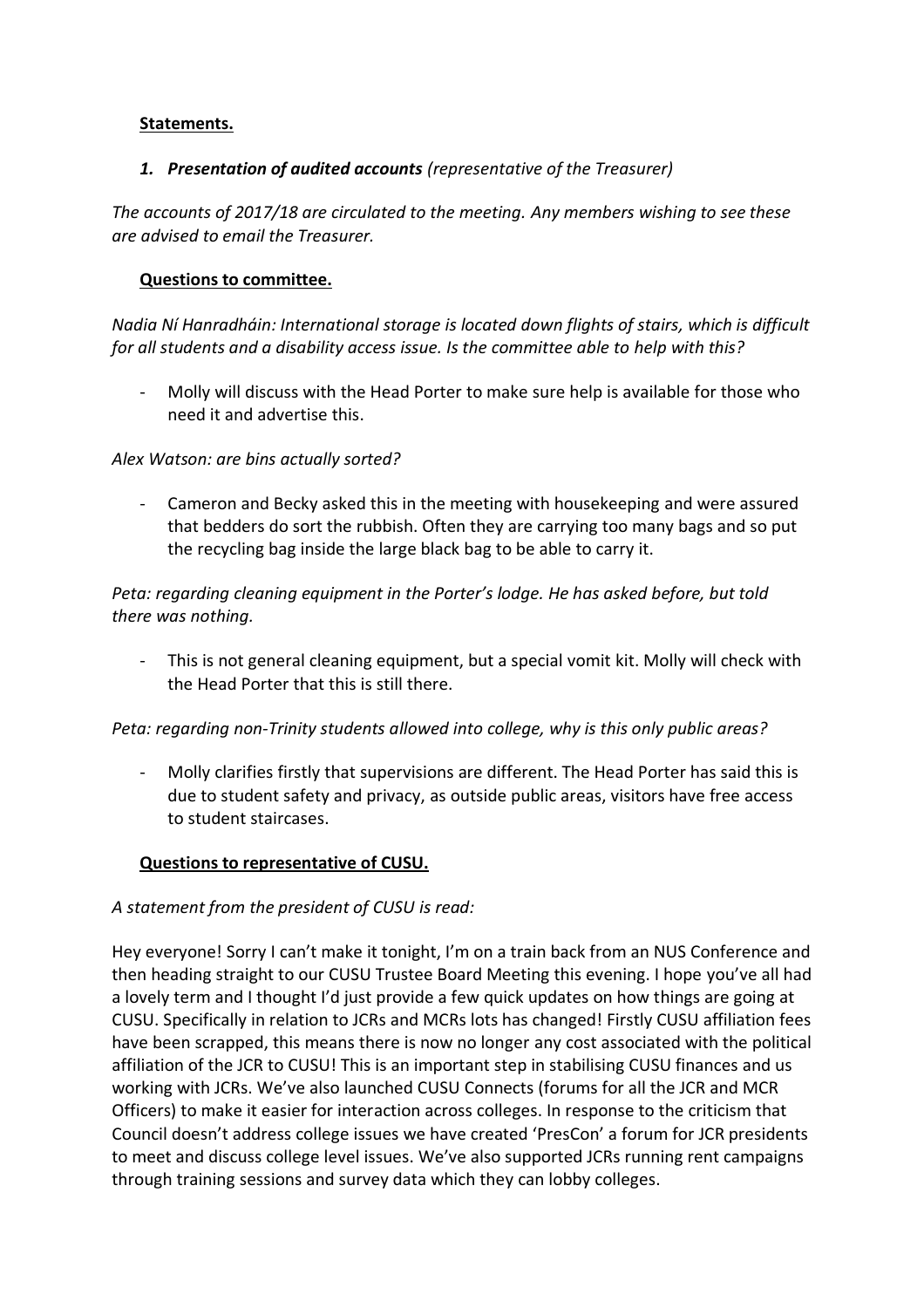**Statements.**

1. ***Presentation of audited accounts*** *(representative of the Treasurer)*

*The accounts of 2017/18 are circulated to the meeting. Any members wishing to see these are advised to email the Treasurer.*

**Questions to committee.**

*Nadia Ní Hanradháin: International storage is located down flights of stairs, which is difficult for all students and a disability access issue. Is the committee able to help with this?*

- Molly will discuss with the Head Porter to make sure help is available for those who need it and advertise this.

*Alex Watson: are bins actually sorted?*

- Cameron and Becky asked this in the meeting with housekeeping and were assured that bedders do sort the rubbish. Often they are carrying too many bags and so put the recycling bag inside the large black bag to be able to carry it.

*Peta: regarding cleaning equipment in the Porter's lodge. He has asked before, but told there was nothing.*

- This is not general cleaning equipment, but a special vomit kit. Molly will check with the Head Porter that this is still there.

*Peta: regarding non-Trinity students allowed into college, why is this only public areas?*

- Molly clarifies firstly that supervisions are different. The Head Porter has said this is due to student safety and privacy, as outside public areas, visitors have free access to student staircases.

**Questions to representative of CUSU.**

*A statement from the president of CUSU is read:*

Hey everyone! Sorry I can't make it tonight, I'm on a train back from an NUS Conference and then heading straight to our CUSU Trustee Board Meeting this evening. I hope you've all had a lovely term and I thought I'd just provide a few quick updates on how things are going at CUSU. Specifically in relation to JCRs and MCRs lots has changed! Firstly CUSU affiliation fees have been scrapped, this means there is now no longer any cost associated with the political affiliation of the JCR to CUSU! This is an important step in stabilising CUSU finances and us working with JCRs. We've also launched CUSU Connects (forums for all the JCR and MCR Officers) to make it easier for interaction across colleges. In response to the criticism that Council doesn't address college issues we have created 'PresCon' a forum for JCR presidents to meet and discuss college level issues. We've also supported JCRs running rent campaigns through training sessions and survey data which they can lobby colleges.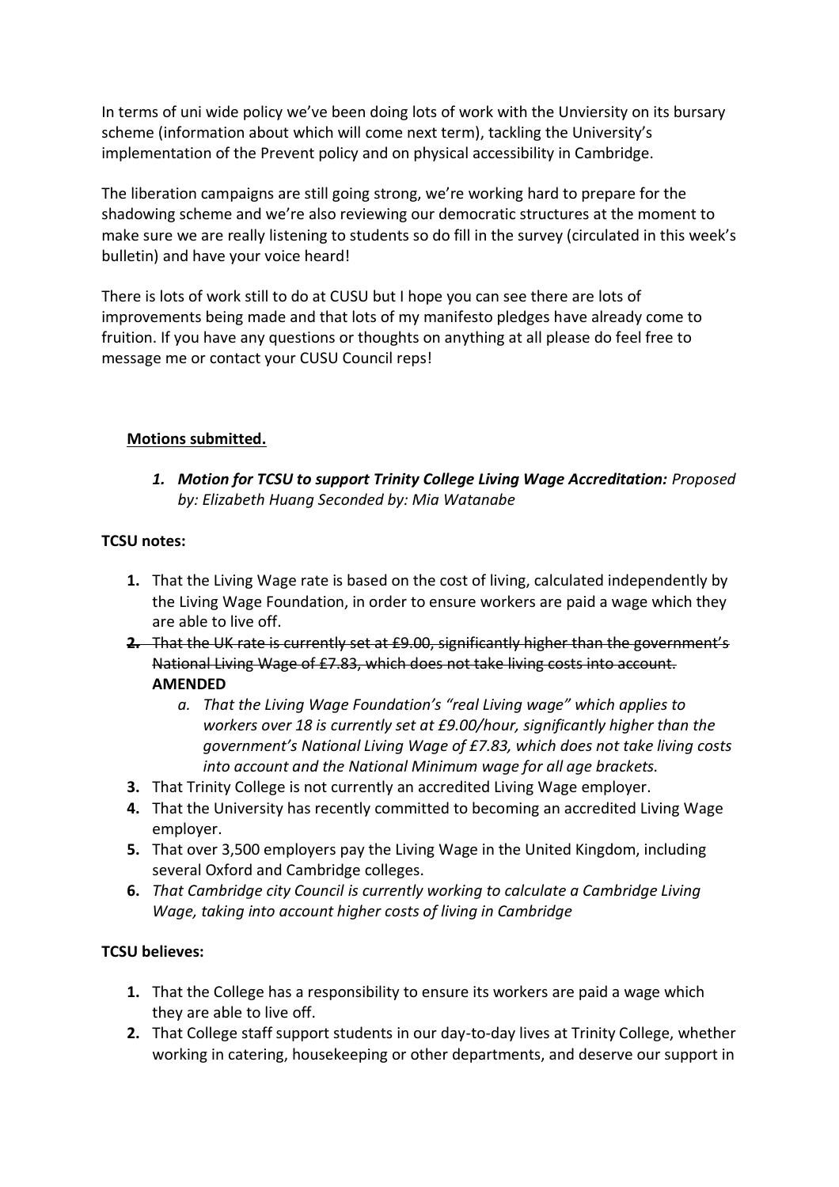In terms of uni wide policy we've been doing lots of work with the Unviersity on its bursary scheme (information about which will come next term), tackling the University's implementation of the Prevent policy and on physical accessibility in Cambridge.

The liberation campaigns are still going strong, we're working hard to prepare for the shadowing scheme and we're also reviewing our democratic structures at the moment to make sure we are really listening to students so do fill in the survey (circulated in this week's bulletin) and have your voice heard!

There is lots of work still to do at CUSU but I hope you can see there are lots of improvements being made and that lots of my manifesto pledges have already come to fruition. If you have any questions or thoughts on anything at all please do feel free to message me or contact your CUSU Council reps!

**Motions submitted.**

1. ***Motion for TCSU to support Trinity College Living Wage Accreditation:*** *Proposed by: Elizabeth Huang Seconded by: Mia Watanabe*

**TCSU notes:**

1. That the Living Wage rate is based on the cost of living, calculated independently by the Living Wage Foundation, in order to ensure workers are paid a wage which they are able to live off.
2. ~~That the UK rate is currently set at £9.00, significantly higher than the government's National Living Wage of £7.83, which does not take living costs into account.~~ **AMENDED**
   a. *That the Living Wage Foundation's "real Living wage" which applies to workers over 18 is currently set at £9.00/hour, significantly higher than the government's National Living Wage of £7.83, which does not take living costs into account and the National Minimum wage for all age brackets.*
3. That Trinity College is not currently an accredited Living Wage employer.
4. That the University has recently committed to becoming an accredited Living Wage employer.
5. That over 3,500 employers pay the Living Wage in the United Kingdom, including several Oxford and Cambridge colleges.
6. *That Cambridge city Council is currently working to calculate a Cambridge Living Wage, taking into account higher costs of living in Cambridge*

**TCSU believes:**

1. That the College has a responsibility to ensure its workers are paid a wage which they are able to live off.
2. That College staff support students in our day-to-day lives at Trinity College, whether working in catering, housekeeping or other departments, and deserve our support in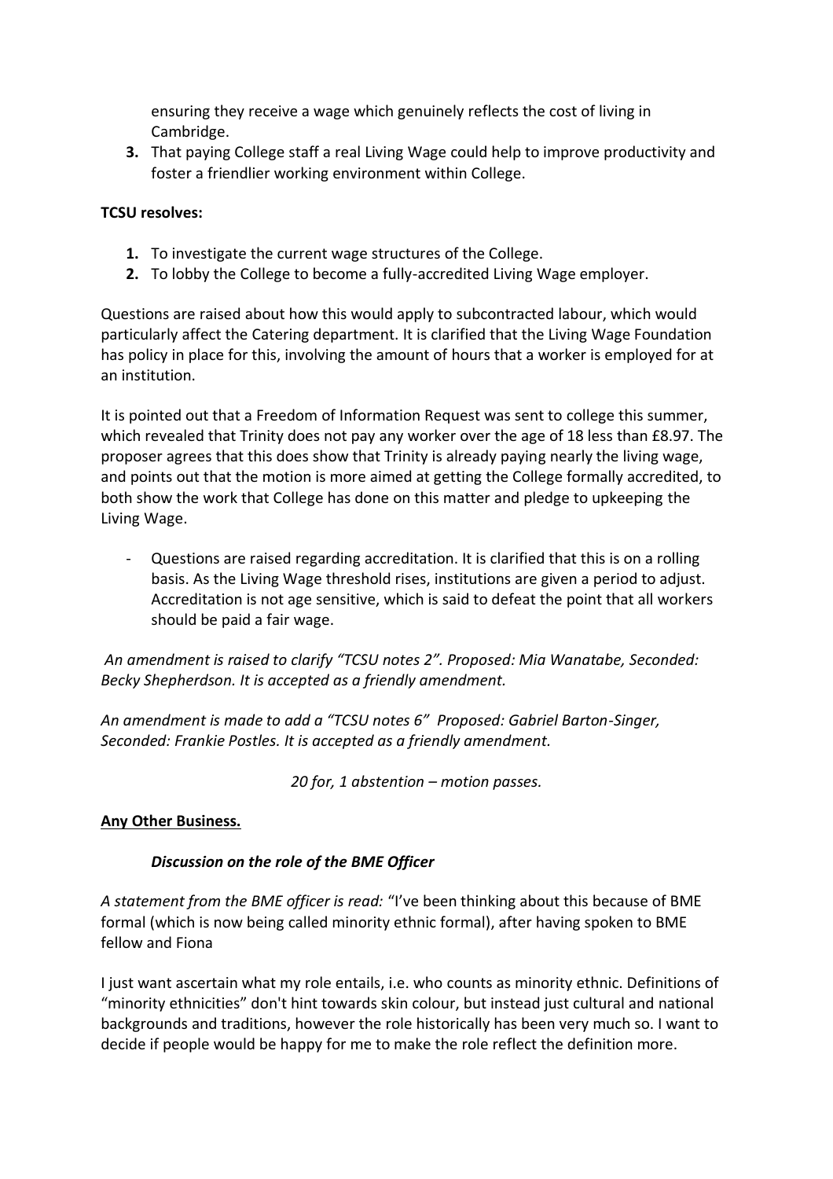ensuring they receive a wage which genuinely reflects the cost of living in Cambridge.

3. That paying College staff a real Living Wage could help to improve productivity and foster a friendlier working environment within College.

**TCSU resolves:**

1. To investigate the current wage structures of the College.
2. To lobby the College to become a fully-accredited Living Wage employer.

Questions are raised about how this would apply to subcontracted labour, which would particularly affect the Catering department. It is clarified that the Living Wage Foundation has policy in place for this, involving the amount of hours that a worker is employed for at an institution.

It is pointed out that a Freedom of Information Request was sent to college this summer, which revealed that Trinity does not pay any worker over the age of 18 less than £8.97. The proposer agrees that this does show that Trinity is already paying nearly the living wage, and points out that the motion is more aimed at getting the College formally accredited, to both show the work that College has done on this matter and pledge to upkeeping the Living Wage.

- Questions are raised regarding accreditation. It is clarified that this is on a rolling basis. As the Living Wage threshold rises, institutions are given a period to adjust. Accreditation is not age sensitive, which is said to defeat the point that all workers should be paid a fair wage.

*An amendment is raised to clarify "TCSU notes 2". Proposed: Mia Wanatabe, Seconded: Becky Shepherdson. It is accepted as a friendly amendment.*

*An amendment is made to add a "TCSU notes 6" Proposed: Gabriel Barton-Singer, Seconded: Frankie Postles. It is accepted as a friendly amendment.*

*20 for, 1 abstention – motion passes.*

**Any Other Business.**

***Discussion on the role of the BME Officer***

*A statement from the BME officer is read:* "I've been thinking about this because of BME formal (which is now being called minority ethnic formal), after having spoken to BME fellow and Fiona

I just want ascertain what my role entails, i.e. who counts as minority ethnic. Definitions of "minority ethnicities" don't hint towards skin colour, but instead just cultural and national backgrounds and traditions, however the role historically has been very much so. I want to decide if people would be happy for me to make the role reflect the definition more.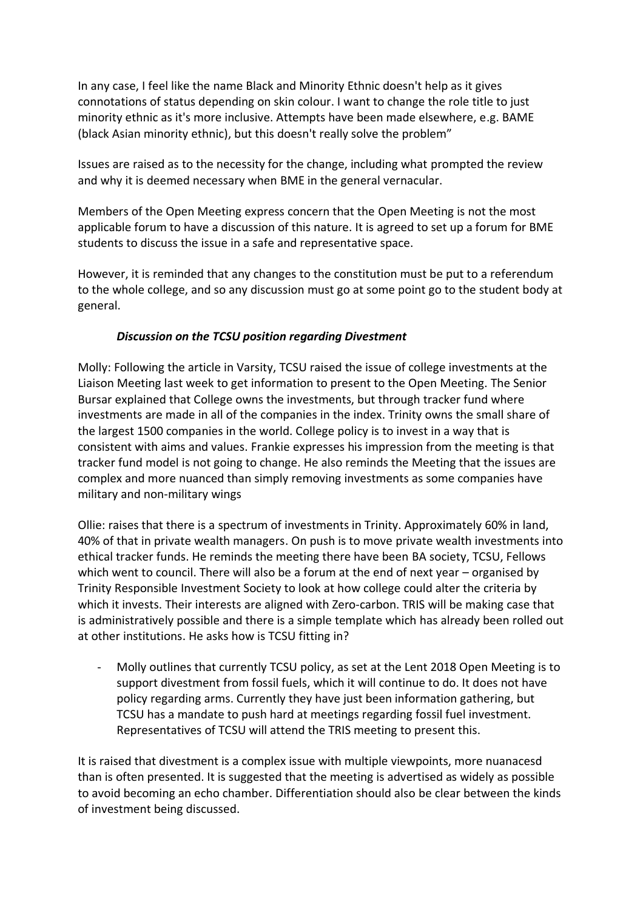In any case, I feel like the name Black and Minority Ethnic doesn't help as it gives connotations of status depending on skin colour. I want to change the role title to just minority ethnic as it's more inclusive. Attempts have been made elsewhere, e.g. BAME (black Asian minority ethnic), but this doesn't really solve the problem"

Issues are raised as to the necessity for the change, including what prompted the review and why it is deemed necessary when BME in the general vernacular.

Members of the Open Meeting express concern that the Open Meeting is not the most applicable forum to have a discussion of this nature. It is agreed to set up a forum for BME students to discuss the issue in a safe and representative space.

However, it is reminded that any changes to the constitution must be put to a referendum to the whole college, and so any discussion must go at some point go to the student body at general.

***Discussion on the TCSU position regarding Divestment***

Molly: Following the article in Varsity, TCSU raised the issue of college investments at the Liaison Meeting last week to get information to present to the Open Meeting. The Senior Bursar explained that College owns the investments, but through tracker fund where investments are made in all of the companies in the index. Trinity owns the small share of the largest 1500 companies in the world. College policy is to invest in a way that is consistent with aims and values. Frankie expresses his impression from the meeting is that tracker fund model is not going to change. He also reminds the Meeting that the issues are complex and more nuanced than simply removing investments as some companies have military and non-military wings

Ollie: raises that there is a spectrum of investments in Trinity. Approximately 60% in land, 40% of that in private wealth managers. On push is to move private wealth investments into ethical tracker funds. He reminds the meeting there have been BA society, TCSU, Fellows which went to council. There will also be a forum at the end of next year – organised by Trinity Responsible Investment Society to look at how college could alter the criteria by which it invests. Their interests are aligned with Zero-carbon. TRIS will be making case that is administratively possible and there is a simple template which has already been rolled out at other institutions. He asks how is TCSU fitting in?

- Molly outlines that currently TCSU policy, as set at the Lent 2018 Open Meeting is to support divestment from fossil fuels, which it will continue to do. It does not have policy regarding arms. Currently they have just been information gathering, but TCSU has a mandate to push hard at meetings regarding fossil fuel investment. Representatives of TCSU will attend the TRIS meeting to present this.

It is raised that divestment is a complex issue with multiple viewpoints, more nuanacesd than is often presented. It is suggested that the meeting is advertised as widely as possible to avoid becoming an echo chamber. Differentiation should also be clear between the kinds of investment being discussed.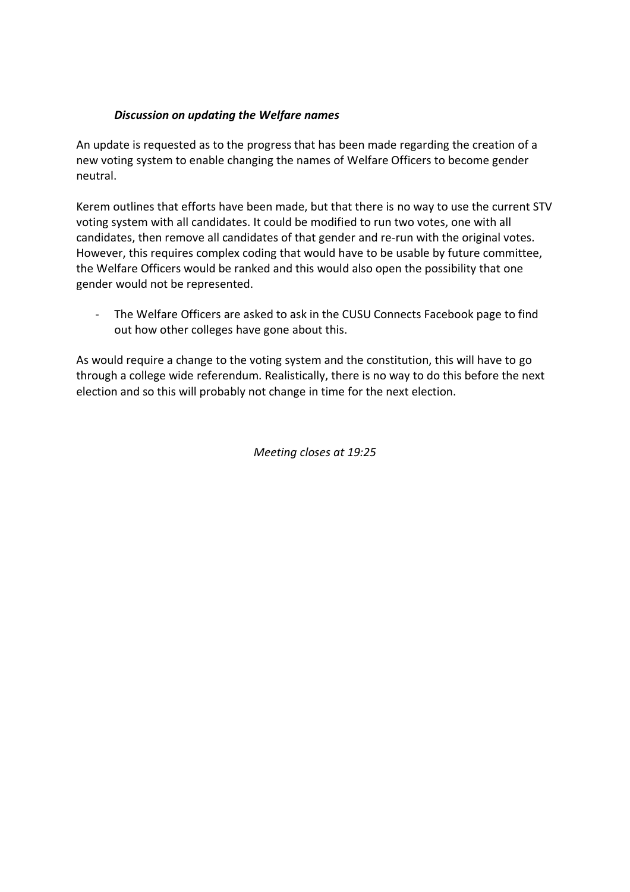***Discussion on updating the Welfare names***

An update is requested as to the progress that has been made regarding the creation of a new voting system to enable changing the names of Welfare Officers to become gender neutral.

Kerem outlines that efforts have been made, but that there is no way to use the current STV voting system with all candidates. It could be modified to run two votes, one with all candidates, then remove all candidates of that gender and re-run with the original votes. However, this requires complex coding that would have to be usable by future committee, the Welfare Officers would be ranked and this would also open the possibility that one gender would not be represented.

- The Welfare Officers are asked to ask in the CUSU Connects Facebook page to find out how other colleges have gone about this.

As would require a change to the voting system and the constitution, this will have to go through a college wide referendum. Realistically, there is no way to do this before the next election and so this will probably not change in time for the next election.

*Meeting closes at 19:25*